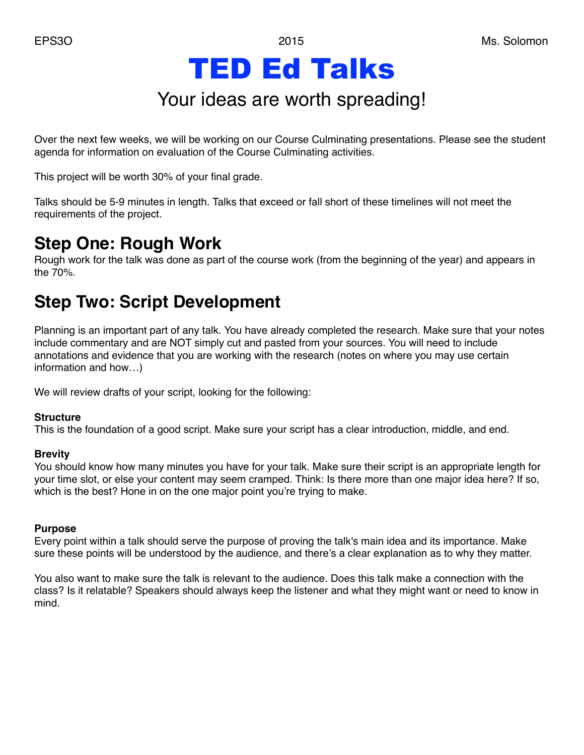EPS3O 2015 Ms. Solomon

# TED Ed Talks

## Your ideas are worth spreading!

Over the next few weeks, we will be working on our Course Culminating presentations. Please see the student agenda for information on evaluation of the Course Culminating activities.

This project will be worth 30% of your final grade.

Talks should be 5-9 minutes in length. Talks that exceed or fall short of these timelines will not meet the requirements of the project.

## Step One: Rough Work

Rough work for the talk was done as part of the course work (from the beginning of the year) and appears in the 70%.

## Step Two: Script Development

Planning is an important part of any talk. You have already completed the research. Make sure that your notes include commentary and are NOT simply cut and pasted from your sources. You will need to include annotations and evidence that you are working with the research (notes on where you may use certain information and how…)

We will review drafts of your script, looking for the following:

**Structure**
This is the foundation of a good script. Make sure your script has a clear introduction, middle, and end.

**Brevity**
You should know how many minutes you have for your talk. Make sure their script is an appropriate length for your time slot, or else your content may seem cramped. Think: Is there more than one major idea here? If so, which is the best? Hone in on the one major point you're trying to make.

**Purpose**
Every point within a talk should serve the purpose of proving the talk's main idea and its importance. Make sure these points will be understood by the audience, and there's a clear explanation as to why they matter.

You also want to make sure the talk is relevant to the audience. Does this talk make a connection with the class? Is it relatable? Speakers should always keep the listener and what they might want or need to know in mind.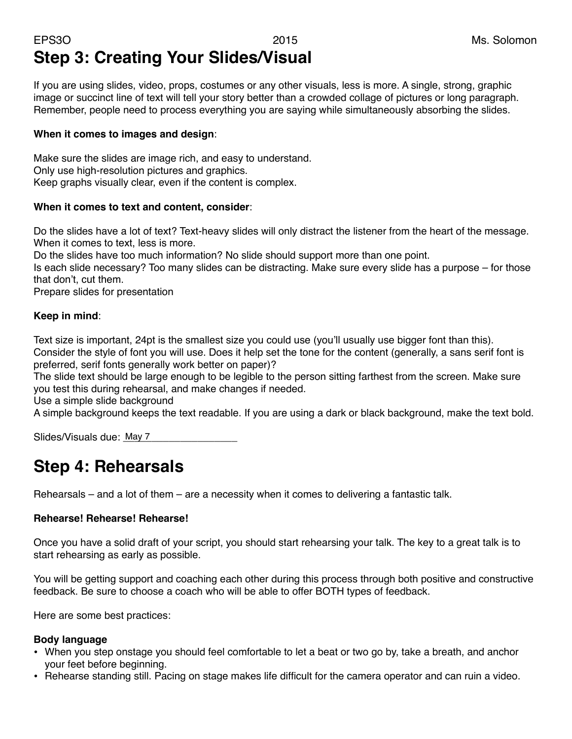## Step 3: Creating Your Slides/Visual

If you are using slides, video, props, costumes or any other visuals, less is more. A single, strong, graphic image or succinct line of text will tell your story better than a crowded collage of pictures or long paragraph. Remember, people need to process everything you are saying while simultaneously absorbing the slides.

**When it comes to images and design**:

Make sure the slides are image rich, and easy to understand.
Only use high-resolution pictures and graphics.
Keep graphs visually clear, even if the content is complex.

**When it comes to text and content, consider**:

Do the slides have a lot of text? Text-heavy slides will only distract the listener from the heart of the message. When it comes to text, less is more.
Do the slides have too much information? No slide should support more than one point.
Is each slide necessary? Too many slides can be distracting. Make sure every slide has a purpose – for those that don't, cut them.
Prepare slides for presentation

**Keep in mind**:

Text size is important, 24pt is the smallest size you could use (you'll usually use bigger font than this).
Consider the style of font you will use. Does it help set the tone for the content (generally, a sans serif font is preferred, serif fonts generally work better on paper)?
The slide text should be large enough to be legible to the person sitting farthest from the screen. Make sure you test this during rehearsal, and make changes if needed.
Use a simple slide background
A simple background keeps the text readable. If you are using a dark or black background, make the text bold.

Slides/Visuals due: May 7

## Step 4: Rehearsals

Rehearsals – and a lot of them – are a necessity when it comes to delivering a fantastic talk.

**Rehearse! Rehearse! Rehearse!**

Once you have a solid draft of your script, you should start rehearsing your talk. The key to a great talk is to start rehearsing as early as possible.

You will be getting support and coaching each other during this process through both positive and constructive feedback. Be sure to choose a coach who will be able to offer BOTH types of feedback.

Here are some best practices:

**Body language**

- When you step onstage you should feel comfortable to let a beat or two go by, take a breath, and anchor your feet before beginning.
- Rehearse standing still. Pacing on stage makes life difficult for the camera operator and can ruin a video.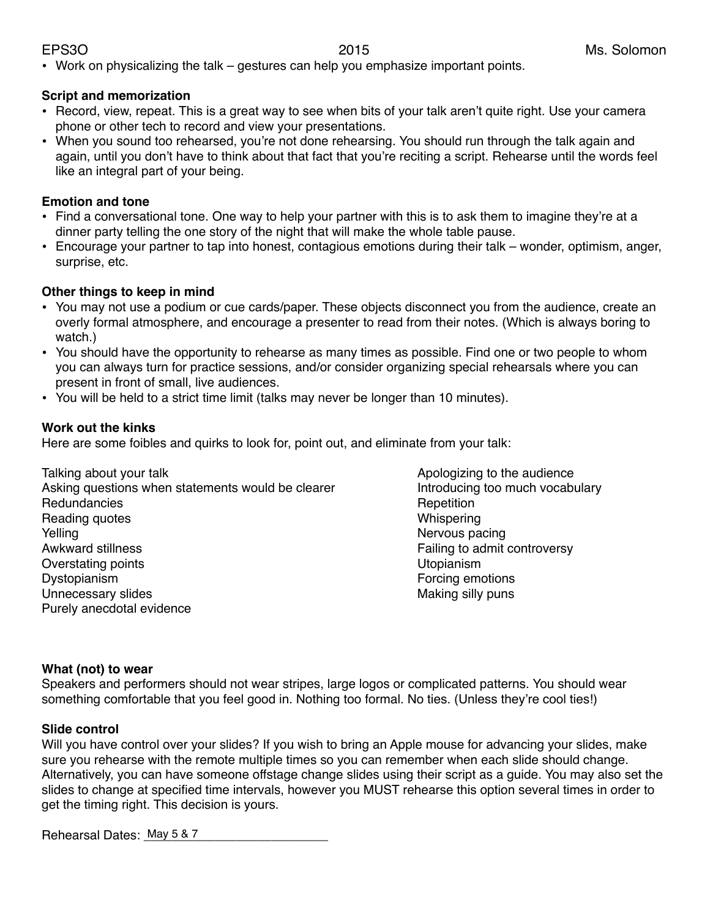- Work on physicalizing the talk – gestures can help you emphasize important points.

**Script and memorization**

- Record, view, repeat. This is a great way to see when bits of your talk aren't quite right. Use your camera phone or other tech to record and view your presentations.
- When you sound too rehearsed, you're not done rehearsing. You should run through the talk again and again, until you don't have to think about that fact that you're reciting a script. Rehearse until the words feel like an integral part of your being.

**Emotion and tone**

- Find a conversational tone. One way to help your partner with this is to ask them to imagine they're at a dinner party telling the one story of the night that will make the whole table pause.
- Encourage your partner to tap into honest, contagious emotions during their talk – wonder, optimism, anger, surprise, etc.

**Other things to keep in mind**

- You may not use a podium or cue cards/paper. These objects disconnect you from the audience, create an overly formal atmosphere, and encourage a presenter to read from their notes. (Which is always boring to watch.)
- You should have the opportunity to rehearse as many times as possible. Find one or two people to whom you can always turn for practice sessions, and/or consider organizing special rehearsals where you can present in front of small, live audiences.
- You will be held to a strict time limit (talks may never be longer than 10 minutes).

**Work out the kinks**

Here are some foibles and quirks to look for, point out, and eliminate from your talk:

Talking about your talk
Asking questions when statements would be clearer
Redundancies
Reading quotes
Yelling
Awkward stillness
Overstating points
Dystopianism
Unnecessary slides
Purely anecdotal evidence
Apologizing to the audience
Introducing too much vocabulary
Repetition
Whispering
Nervous pacing
Failing to admit controversy
Utopianism
Forcing emotions
Making silly puns

**What (not) to wear**

Speakers and performers should not wear stripes, large logos or complicated patterns. You should wear something comfortable that you feel good in. Nothing too formal. No ties. (Unless they're cool ties!)

**Slide control**

Will you have control over your slides? If you wish to bring an Apple mouse for advancing your slides, make sure you rehearse with the remote multiple times so you can remember when each slide should change. Alternatively, you can have someone offstage change slides using their script as a guide. You may also set the slides to change at specified time intervals, however you MUST rehearse this option several times in order to get the timing right. This decision is yours.

Rehearsal Dates: May 5 & 7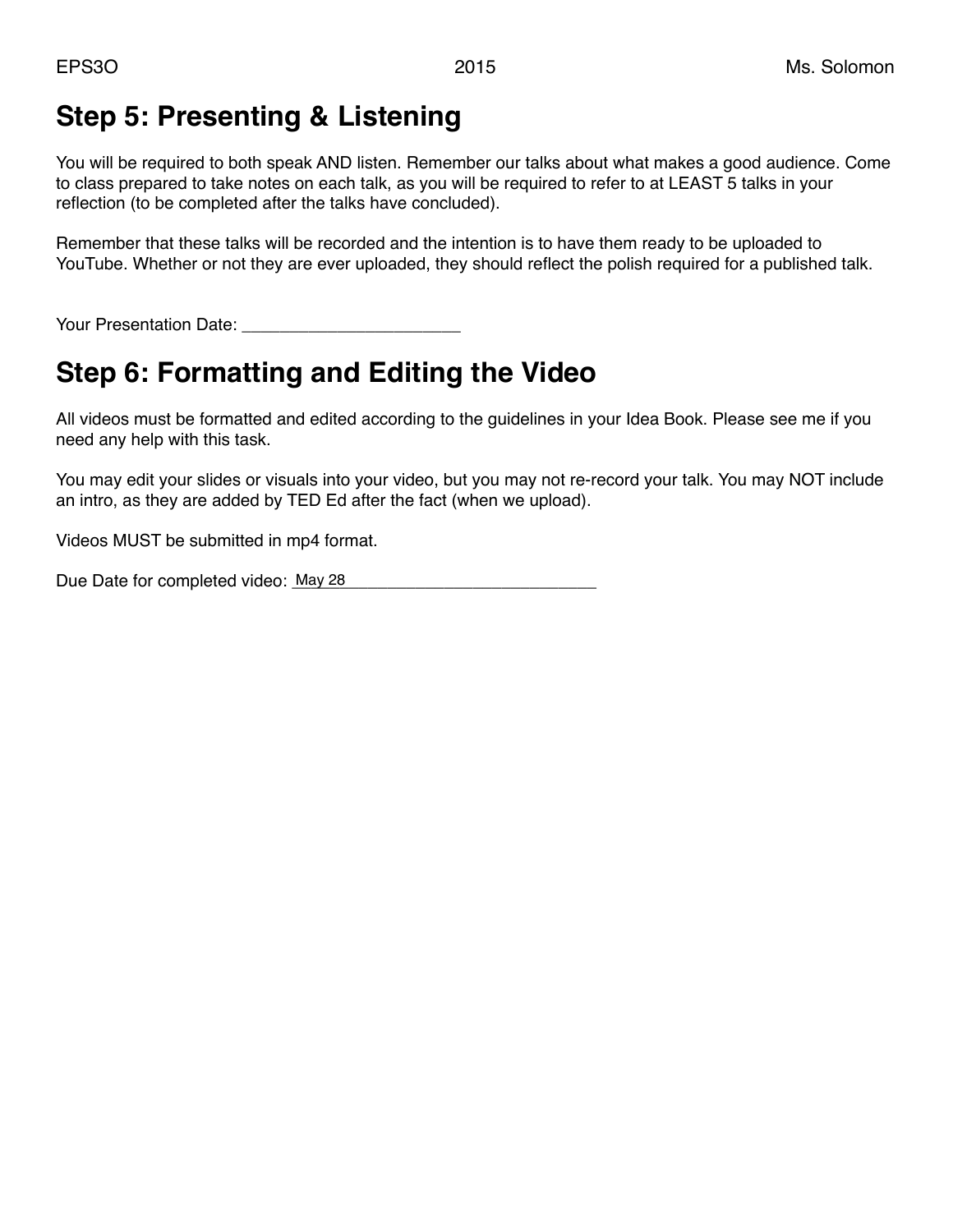## Step 5: Presenting & Listening

You will be required to both speak AND listen. Remember our talks about what makes a good audience. Come to class prepared to take notes on each talk, as you will be required to refer to at LEAST 5 talks in your reflection (to be completed after the talks have concluded).

Remember that these talks will be recorded and the intention is to have them ready to be uploaded to YouTube. Whether or not they are ever uploaded, they should reflect the polish required for a published talk.

Your Presentation Date: ______________________

## Step 6: Formatting and Editing the Video

All videos must be formatted and edited according to the guidelines in your Idea Book. Please see me if you need any help with this task.

You may edit your slides or visuals into your video, but you may not re-record your talk. You may NOT include an intro, as they are added by TED Ed after the fact (when we upload).

Videos MUST be submitted in mp4 format.

Due Date for completed video: May 28